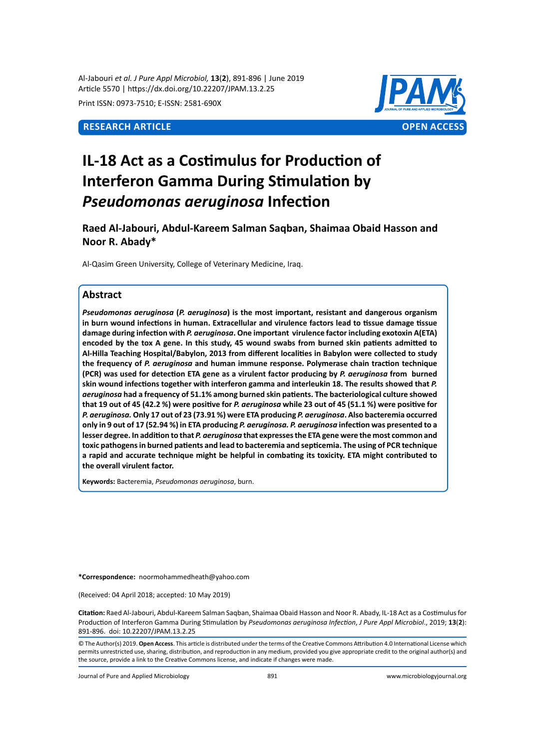**RESEARCH ARTICLE** **OPEN ACCESS**

# IL-18 Act as a Costimulus for Production of Interferon Gamma During Stimulation by *Pseudomonas aeruginosa* Infection

**Raed Al-Jabouri, Abdul-Kareem Salman Saqban, Shaimaa Obaid Hasson and Noor R. Abady***

Al-Qasim Green University, College of Veterinary Medicine, Iraq.

## Abstract

***Pseudomonas aeruginosa* (*P. aeruginosa*) is the most important, resistant and dangerous organism in burn wound infections in human. Extracellular and virulence factors lead to tissue damage tissue damage during infection with *P. aeruginosa*. One important virulence factor including exotoxin A(ETA) encoded by the tox A gene. In this study, 45 wound swabs from burned skin patients admitted to Al-Hilla Teaching Hospital/Babylon, 2013 from different localities in Babylon were collected to study the frequency of *P. aeruginosa* and human immune response. Polymerase chain traction technique (PCR) was used for detection ETA gene as a virulent factor producing by *P. aeruginosa* from burned skin wound infections together with interferon gamma and interleukin 18. The results showed that *P. aeruginosa* had a frequency of 51.1% among burned skin patients. The bacteriological culture showed that 19 out of 45 (42.2 %) were positive for *P. aeruginosa* while 23 out of 45 (51.1 %) were positive for *P. aeruginosa.* Only 17 out of 23 (73.91 %) were ETA producing *P. aeruginosa*. Also bacteremia occurred only in 9 out of 17 (52.94 %) in ETA producing *P. aeruginosa. P. aeruginosa* infection was presented to a lesser degree. In addition to that *P. aeruginosa* that expresses the ETA gene were the most common and toxic pathogens in burned patients and lead to bacteremia and septicemia. The using of PCR technique a rapid and accurate technique might be helpful in combating its toxicity. ETA might contributed to the overall virulent factor.**

**Keywords:** Bacteremia, *Pseudomonas aeruginosa*, burn.

**\*Correspondence:** noormohammedheath@yahoo.com

(Received: 04 April 2018; accepted: 10 May 2019)

**Citation:** Raed Al-Jabouri, Abdul-Kareem Salman Saqban, Shaimaa Obaid Hasson and Noor R. Abady, IL-18 Act as a Costimulus for Production of Interferon Gamma During Stimulation by *Pseudomonas aeruginosa Infection*, *J Pure Appl Microbiol*., 2019; **13**(**2**): 891-896. doi: 10.22207/JPAM.13.2.25

© The Author(s) 2019. **Open Access**. This article is distributed under the terms of the Creative Commons Attribution 4.0 International License which permits unrestricted use, sharing, distribution, and reproduction in any medium, provided you give appropriate credit to the original author(s) and the source, provide a link to the Creative Commons license, and indicate if changes were made.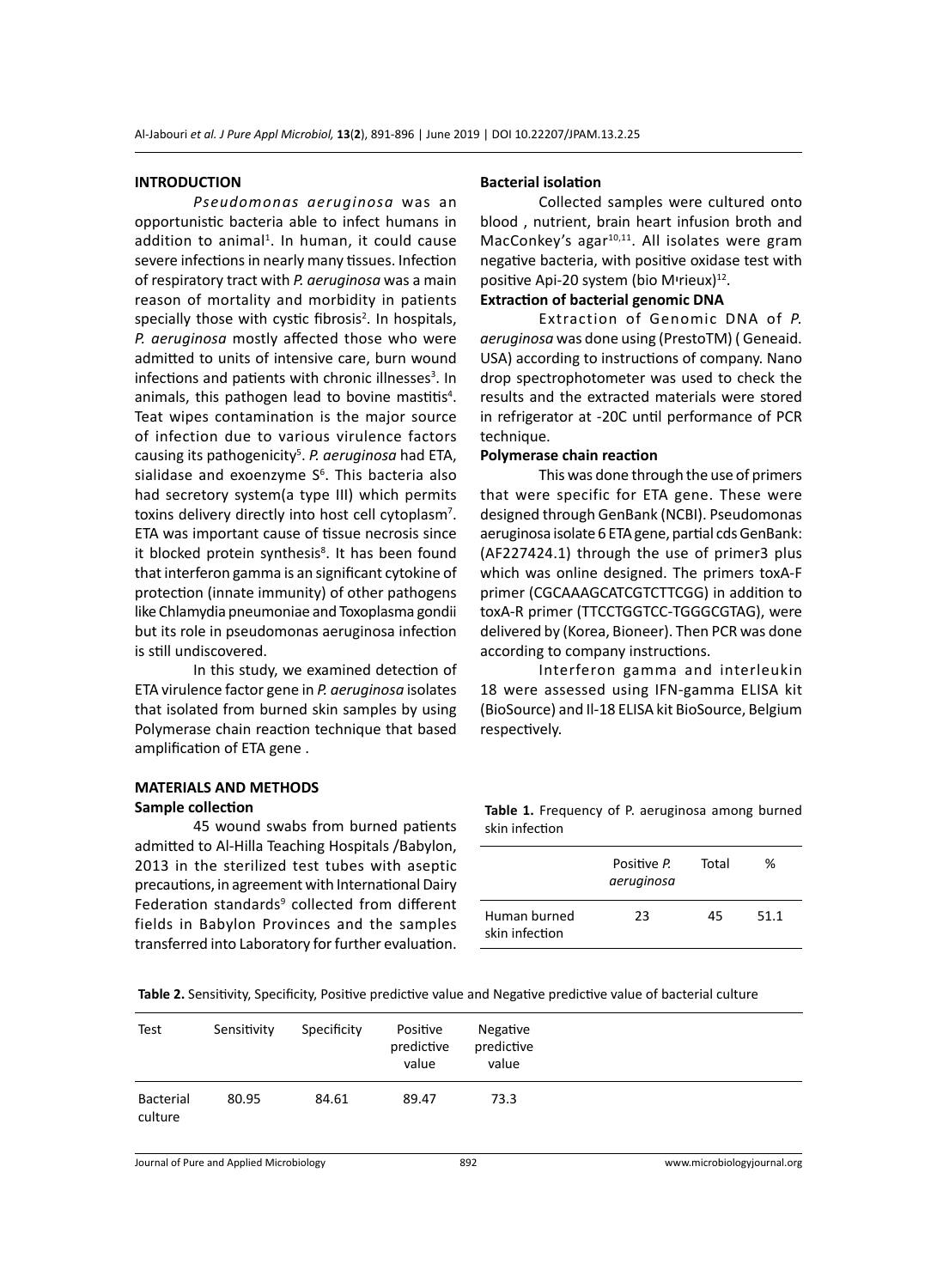## INTRODUCTION

*Pseudomonas aeruginosa* was an opportunistic bacteria able to infect humans in addition to animal[1]. In human, it could cause severe infections in nearly many tissues. Infection of respiratory tract with *P. aeruginosa* was a main reason of mortality and morbidity in patients specially those with cystic fibrosis[2]. In hospitals, *P. aeruginosa* mostly affected those who were admitted to units of intensive care, burn wound infections and patients with chronic illnesses[3]. In animals, this pathogen lead to bovine mastitis[4]. Teat wipes contamination is the major source of infection due to various virulence factors causing its pathogenicity[5]. *P. aeruginosa* had ETA, sialidase and exoenzyme S[6]. This bacteria also had secretory system(a type III) which permits toxins delivery directly into host cell cytoplasm[7]. ETA was important cause of tissue necrosis since it blocked protein synthesis[8]. It has been found that interferon gamma is an significant cytokine of protection (innate immunity) of other pathogens like Chlamydia pneumoniae and Toxoplasma gondii but its role in pseudomonas aeruginosa infection is still undiscovered.

In this study, we examined detection of ETA virulence factor gene in *P. aeruginosa* isolates that isolated from burned skin samples by using Polymerase chain reaction technique that based amplification of ETA gene .

## MATERIALS AND METHODS

### Sample collection

45 wound swabs from burned patients admitted to Al-Hilla Teaching Hospitals /Babylon, 2013 in the sterilized test tubes with aseptic precautions, in agreement with International Dairy Federation standards[9] collected from different fields in Babylon Provinces and the samples transferred into Laboratory for further evaluation.

### Bacterial isolation

Collected samples were cultured onto blood , nutrient, brain heart infusion broth and MacConkey's agar[10,11]. All isolates were gram negative bacteria, with positive oxidase test with positive Api-20 system (bio Mırieux)[12].

### Extraction of bacterial genomic DNA

Extraction of Genomic DNA of *P. aeruginosa* was done using (PrestoTM) ( Geneaid. USA) according to instructions of company. Nano drop spectrophotometer was used to check the results and the extracted materials were stored in refrigerator at -20C until performance of PCR technique.

### Polymerase chain reaction

This was done through the use of primers that were specific for ETA gene. These were designed through GenBank (NCBI). Pseudomonas aeruginosa isolate 6 ETA gene, partial cds GenBank: (AF227424.1) through the use of primer3 plus which was online designed. The primers toxA-F primer (CGCAAAGCATCGTCTTCGG) in addition to toxA-R primer (TTCCTGGTCC-TGGGCGTAG), were delivered by (Korea, Bioneer). Then PCR was done according to company instructions.

Interferon gamma and interleukin 18 were assessed using IFN-gamma ELISA kit (BioSource) and Il-18 ELISA kit BioSource, Belgium respectively.

**Table 1.** Frequency of P. aeruginosa among burned skin infection

| | Positive *P. aeruginosa* | Total | % |
|---|---|---|---|
| Human burned skin infection | 23 | 45 | 51.1 |

**Table 2.** Sensitivity, Specificity, Positive predictive value and Negative predictive value of bacterial culture

| Test | Sensitivity | Specificity | Positive predictive value | Negative predictive value |
|---|---|---|---|---|
| Bacterial culture | 80.95 | 84.61 | 89.47 | 73.3 |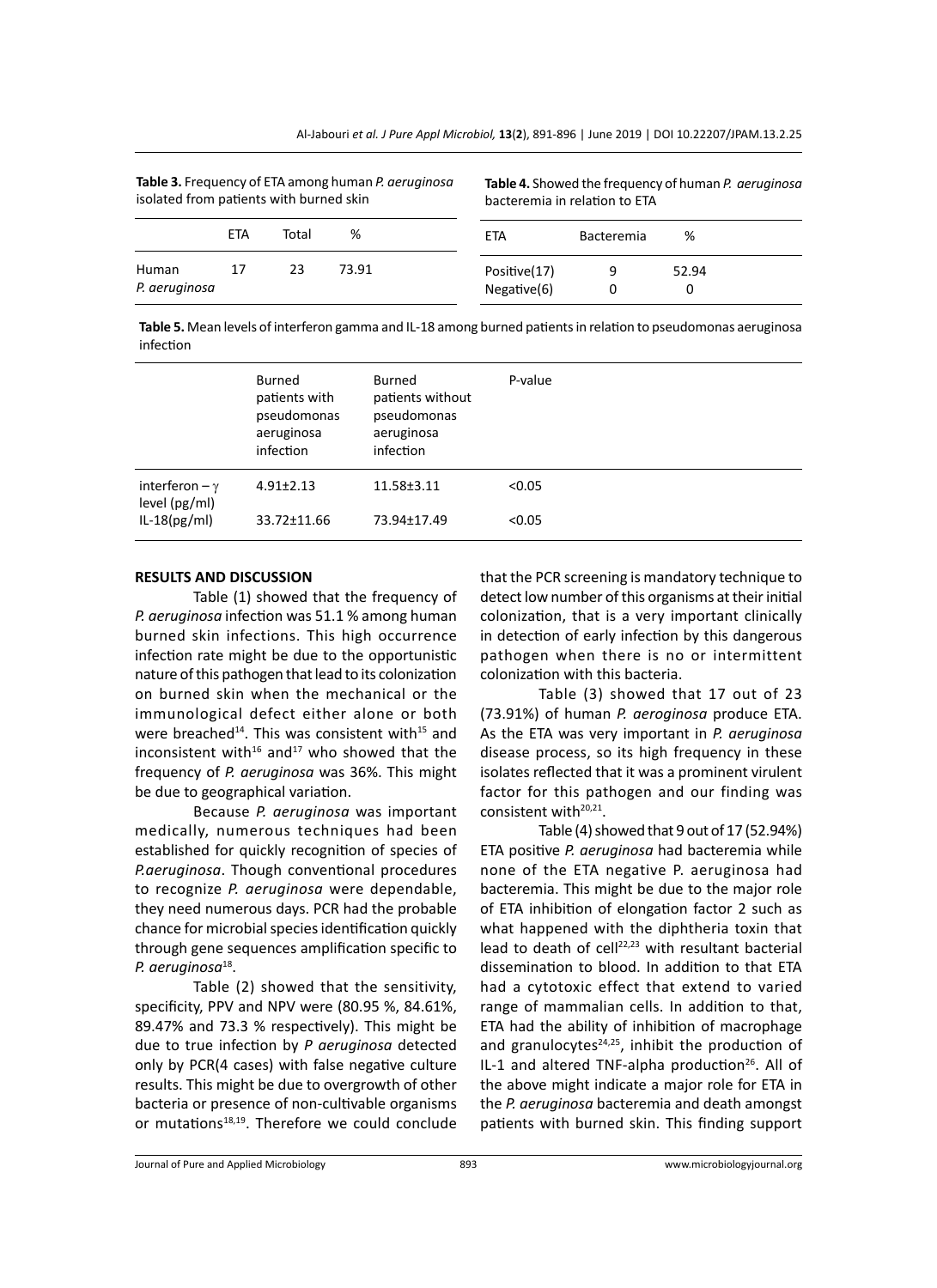**Table 3.** Frequency of ETA among human *P. aeruginosa* isolated from patients with burned skin

| | ETA | Total | % |
|---|---|---|---|
| Human *P. aeruginosa* | 17 | 23 | 73.91 |

**Table 4.** Showed the frequency of human *P. aeruginosa* bacteremia in relation to ETA

| ETA | Bacteremia | % |
|---|---|---|
| Positive(17) | 9 | 52.94 |
| Negative(6) | 0 | 0 |

**Table 5.** Mean levels of interferon gamma and IL-18 among burned patients in relation to pseudomonas aeruginosa infection

| | Burned patients with pseudomonas aeruginosa infection | Burned patients without pseudomonas aeruginosa infection | P-value |
|---|---|---|---|
| interferon – $\gamma$ level (pg/ml) | 4.91±2.13 | 11.58±3.11 | <0.05 |
| IL-18(pg/ml) | 33.72±11.66 | 73.94±17.49 | <0.05 |

## RESULTS AND DISCUSSION

Table (1) showed that the frequency of *P. aeruginosa* infection was 51.1 % among human burned skin infections. This high occurrence infection rate might be due to the opportunistic nature of this pathogen that lead to its colonization on burned skin when the mechanical or the immunological defect either alone or both were breached[14]. This was consistent with[15] and inconsistent with[16] and[17] who showed that the frequency of *P. aeruginosa* was 36%. This might be due to geographical variation.

Because *P. aeruginosa* was important medically, numerous techniques had been established for quickly recognition of species of *P.aeruginosa*. Though conventional procedures to recognize *P. aeruginosa* were dependable, they need numerous days. PCR had the probable chance for microbial species identification quickly through gene sequences amplification specific to *P. aeruginosa*[18].

Table (2) showed that the sensitivity, specificity, PPV and NPV were (80.95 %, 84.61%, 89.47% and 73.3 % respectively). This might be due to true infection by *P aeruginosa* detected only by PCR(4 cases) with false negative culture results. This might be due to overgrowth of other bacteria or presence of non-cultivable organisms or mutations[18,19]. Therefore we could conclude that the PCR screening is mandatory technique to detect low number of this organisms at their initial colonization, that is a very important clinically in detection of early infection by this dangerous pathogen when there is no or intermittent colonization with this bacteria.

Table (3) showed that 17 out of 23 (73.91%) of human *P. aeroginosa* produce ETA. As the ETA was very important in *P. aeruginosa* disease process, so its high frequency in these isolates reflected that it was a prominent virulent factor for this pathogen and our finding was consistent with[20,21].

Table (4) showed that 9 out of 17 (52.94%) ETA positive *P. aeruginosa* had bacteremia while none of the ETA negative P. aeruginosa had bacteremia. This might be due to the major role of ETA inhibition of elongation factor 2 such as what happened with the diphtheria toxin that lead to death of cell[22,23] with resultant bacterial dissemination to blood. In addition to that ETA had a cytotoxic effect that extend to varied range of mammalian cells. In addition to that, ETA had the ability of inhibition of macrophage and granulocytes[24,25], inhibit the production of IL-1 and altered TNF-alpha production[26]. All of the above might indicate a major role for ETA in the *P. aeruginosa* bacteremia and death amongst patients with burned skin. This finding support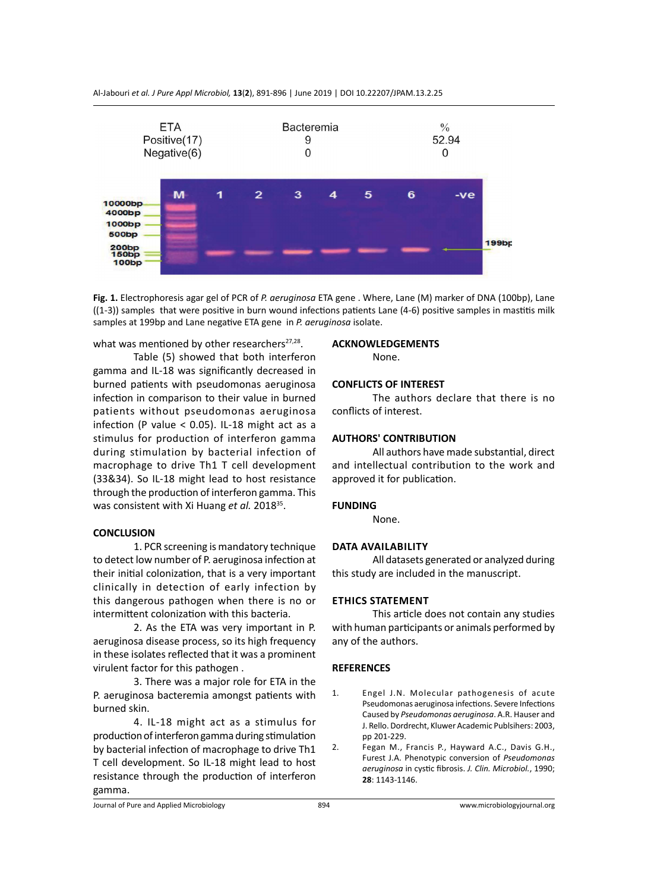| ETA | Bacteremia | % |
|---|---|---|
| Positive(17) | 9 | 52.94 |
| Negative(6) | 0 | 0 |

**Fig. 1.** Electrophoresis agar gel of PCR of *P. aeruginosa* ETA gene . Where, Lane (M) marker of DNA (100bp), Lane ((1-3)) samples that were positive in burn wound infections patients Lane (4-6) positive samples in mastitis milk samples at 199bp and Lane negative ETA gene in *P. aeruginosa* isolate.

what was mentioned by other researchers[27,28].

Table (5) showed that both interferon gamma and IL-18 was significantly decreased in burned patients with pseudomonas aeruginosa infection in comparison to their value in burned patients without pseudomonas aeruginosa infection (P value < 0.05). IL-18 might act as a stimulus for production of interferon gamma during stimulation by bacterial infection of macrophage to drive Th1 T cell development (33&34). So IL-18 might lead to host resistance through the production of interferon gamma. This was consistent with Xi Huang *et al.* 2018[35].

## CONCLUSION

1. PCR screening is mandatory technique to detect low number of P. aeruginosa infection at their initial colonization, that is a very important clinically in detection of early infection by this dangerous pathogen when there is no or intermittent colonization with this bacteria.

2. As the ETA was very important in P. aeruginosa disease process, so its high frequency in these isolates reflected that it was a prominent virulent factor for this pathogen .

3. There was a major role for ETA in the P. aeruginosa bacteremia amongst patients with burned skin.

4. IL-18 might act as a stimulus for production of interferon gamma during stimulation by bacterial infection of macrophage to drive Th1 T cell development. So IL-18 might lead to host resistance through the production of interferon gamma.

## ACKNOWLEDGEMENTS

None.

## CONFLICTS OF INTEREST

The authors declare that there is no conflicts of interest.

## AUTHORS' CONTRIBUTION

All authors have made substantial, direct and intellectual contribution to the work and approved it for publication.

## FUNDING

None.

## DATA AVAILABILITY

All datasets generated or analyzed during this study are included in the manuscript.

## ETHICS STATEMENT

This article does not contain any studies with human participants or animals performed by any of the authors.

## REFERENCES

1. Engel J.N. Molecular pathogenesis of acute Pseudomonas aeruginosa infections. Severe Infections Caused by *Pseudomonas aeruginosa*. A.R. Hauser and J. Rello. Dordrecht, Kluwer Academic Publsihers: 2003, pp 201-229.
2. Fegan M., Francis P., Hayward A.C., Davis G.H., Furest J.A. Phenotypic conversion of *Pseudomonas aeruginosa* in cystic fibrosis. *J. Clin. Microbiol.*, 1990; **28**: 1143-1146.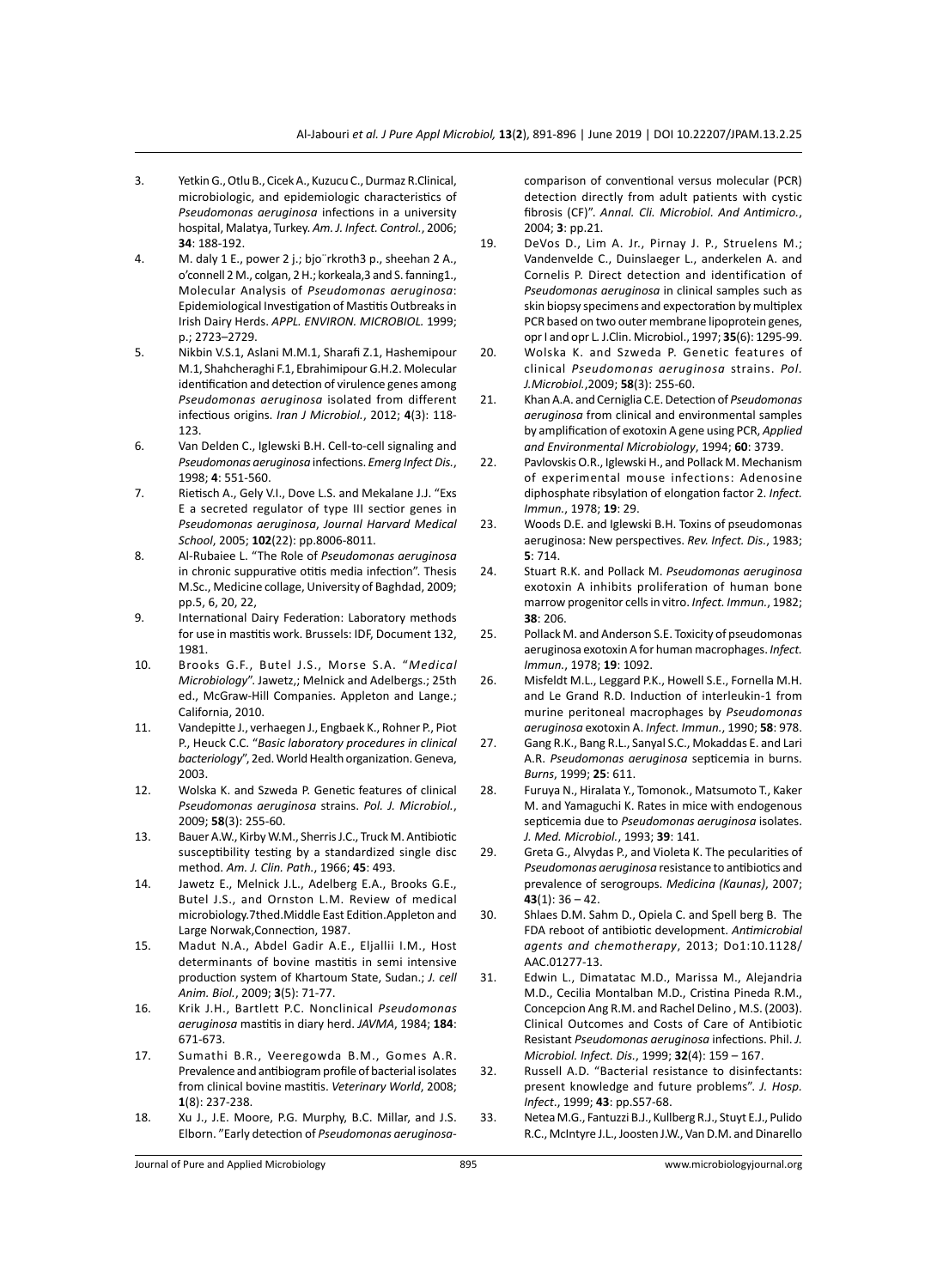3. Yetkin G., Otlu B., Cicek A., Kuzucu C., Durmaz R.Clinical, microbiologic, and epidemiologic characteristics of *Pseudomonas aeruginosa* infections in a university hospital, Malatya, Turkey. *Am. J. Infect. Control.*, 2006; **34**: 188-192.
4. M. daly 1 E., power 2 j.; bjo¨rkroth3 p., sheehan 2 A., o'connell 2 M., colgan, 2 H.; korkeala,3 and S. fanning1., Molecular Analysis of *Pseudomonas aeruginosa*: Epidemiological Investigation of Mastitis Outbreaks in Irish Dairy Herds. *APPL. ENVIRON. MICROBIOL.* 1999; p.; 2723–2729.
5. Nikbin V.S.1, Aslani M.M.1, Sharafi Z.1, Hashemipour M.1, Shahcheraghi F.1, Ebrahimipour G.H.2. Molecular identification and detection of virulence genes among *Pseudomonas aeruginosa* isolated from different infectious origins. *Iran J Microbiol.*, 2012; **4**(3): 118-123.
6. Van Delden C., Iglewski B.H. Cell-to-cell signaling and *Pseudomonas aeruginosa* infections. *Emerg Infect Dis.*, 1998; **4**: 551-560.
7. Rietisch A., Gely V.I., Dove L.S. and Mekalane J.J. "Exs E a secreted regulator of type III sector genes in *Pseudomonas aeruginosa*, *Journal Harvard Medical School*, 2005; **102**(22): pp.8006-8011.
8. Al-Rubaiee L. "The Role of *Pseudomonas aeruginosa* in chronic suppurative otitis media infection". Thesis M.Sc., Medicine collage, University of Baghdad, 2009; pp.5, 6, 20, 22,
9. International Dairy Federation: Laboratory methods for use in mastitis work. Brussels: IDF, Document 132, 1981.
10. Brooks G.F., Butel J.S., Morse S.A. "*Medical Microbiology*". Jawetz,; Melnick and Adelbergs.; 25th ed., McGraw-Hill Companies. Appleton and Lange.; California, 2010.
11. Vandepitte J., verhaegen J., Engbaek K., Rohner P., Piot P., Heuck C.C. "*Basic laboratory procedures in clinical bacteriology*", 2ed. World Health organization. Geneva, 2003.
12. Wolska K. and Szweda P. Genetic features of clinical *Pseudomonas aeruginosa* strains. *Pol. J. Microbiol.*, 2009; **58**(3): 255-60.
13. Bauer A.W., Kirby W.M., Sherris J.C., Truck M. Antibiotic susceptibility testing by a standardized single disc method. *Am. J. Clin. Path.*, 1966; **45**: 493.
14. Jawetz E., Melnick J.L., Adelberg E.A., Brooks G.E., Butel J.S., and Ornston L.M. Review of medical microbiology.7thed.Middle East Edition.Appleton and Large Norwak,Connection, 1987.
15. Madut N.A., Abdel Gadir A.E., Eljallii I.M., Host determinants of bovine mastitis in semi intensive production system of Khartoum State, Sudan.; *J. cell Anim. Biol.*, 2009; **3**(5): 71-77.
16. Krik J.H., Bartlett P.C. Nonclinical *Pseudomonas aeruginosa* mastitis in diary herd. *JAVMA*, 1984; **184**: 671-673.
17. Sumathi B.R., Veeregowda B.M., Gomes A.R. Prevalence and antibiogram profile of bacterial isolates from clinical bovine mastitis. *Veterinary World*, 2008; **1**(8): 237-238.
18. Xu J., J.E. Moore, P.G. Murphy, B.C. Millar, and J.S. Elborn. "Early detection of *Pseudomonas aeruginosa*- comparison of conventional versus molecular (PCR) detection directly from adult patients with cystic fibrosis (CF)". *Annal. Cli. Microbiol. And Antimicro.*, 2004; **3**: pp.21.
19. DeVos D., Lim A. Jr., Pirnay J. P., Struelens M.; Vandenvelde C., Duinslaeger L., anderkelen A. and Cornelis P. Direct detection and identification of *Pseudomonas aeruginosa* in clinical samples such as skin biopsy specimens and expectoration by multiplex PCR based on two outer membrane lipoprotein genes, opr I and opr L. J.Clin. Microbiol., 1997; **35**(6): 1295-99.
20. Wolska K. and Szweda P. Genetic features of clinical *Pseudomonas aeruginosa* strains. *Pol. J.Microbiol.*,2009; **58**(3): 255-60.
21. Khan A.A. and Cerniglia C.E. Detection of *Pseudomonas aeruginosa* from clinical and environmental samples by amplification of exotoxin A gene using PCR, *Applied and Environmental Microbiology*, 1994; **60**: 3739.
22. Pavlovskis O.R., Iglewski H., and Pollack M. Mechanism of experimental mouse infections: Adenosine diphosphate ribsylation of elongation factor 2. *Infect. Immun.*, 1978; **19**: 29.
23. Woods D.E. and Iglewski B.H. Toxins of pseudomonas aeruginosa: New perspectives. *Rev. Infect. Dis.*, 1983; **5**: 714.
24. Stuart R.K. and Pollack M. *Pseudomonas aeruginosa* exotoxin A inhibits proliferation of human bone marrow progenitor cells in vitro. *Infect. Immun.*, 1982; **38**: 206.
25. Pollack M. and Anderson S.E. Toxicity of pseudomonas aeruginosa exotoxin A for human macrophages. *Infect. Immun.*, 1978; **19**: 1092.
26. Misfeldt M.L., Leggard P.K., Howell S.E., Fornella M.H. and Le Grand R.D. Induction of interleukin-1 from murine peritoneal macrophages by *Pseudomonas aeruginosa* exotoxin A. *Infect. Immun.*, 1990; **58**: 978.
27. Gang R.K., Bang R.L., Sanyal S.C., Mokaddas E. and Lari A.R. *Pseudomonas aeruginosa* septicemia in burns. *Burns*, 1999; **25**: 611.
28. Furuya N., Hiralata Y., Tomonok., Matsumoto T., Kaker M. and Yamaguchi K. Rates in mice with endogenous septicemia due to *Pseudomonas aeruginosa* isolates. *J. Med. Microbiol.*, 1993; **39**: 141.
29. Greta G., Alvydas P., and Violeta K. The pecularities of *Pseudomonas aeruginosa* resistance to antibiotics and prevalence of serogroups. *Medicina (Kaunas)*, 2007; **43**(1): 36 – 42.
30. Shlaes D.M. Sahm D., Opiela C. and Spell berg B. The FDA reboot of antibiotic development. *Antimicrobial agents and chemotherapy*, 2013; Do1:10.1128/AAC.01277-13.
31. Edwin L., Dimatatac M.D., Marissa M., Alejandria M.D., Cecilia Montalban M.D., Cristina Pineda R.M., Concepcion Ang R.M. and Rachel Delino , M.S. (2003). Clinical Outcomes and Costs of Care of Antibiotic Resistant *Pseudomonas aeruginosa* infections. Phil. *J. Microbiol. Infect. Dis.*, 1999; **32**(4): 159 – 167.
32. Russell A.D. "Bacterial resistance to disinfectants: present knowledge and future problems". *J. Hosp. Infect.*, 1999; **43**: pp.S57-68.
33. Netea M.G., Fantuzzi B.J., Kullberg R.J., Stuyt E.J., Pulido R.C., McIntyre J.L., Joosten J.W., Van D.M. and Dinarello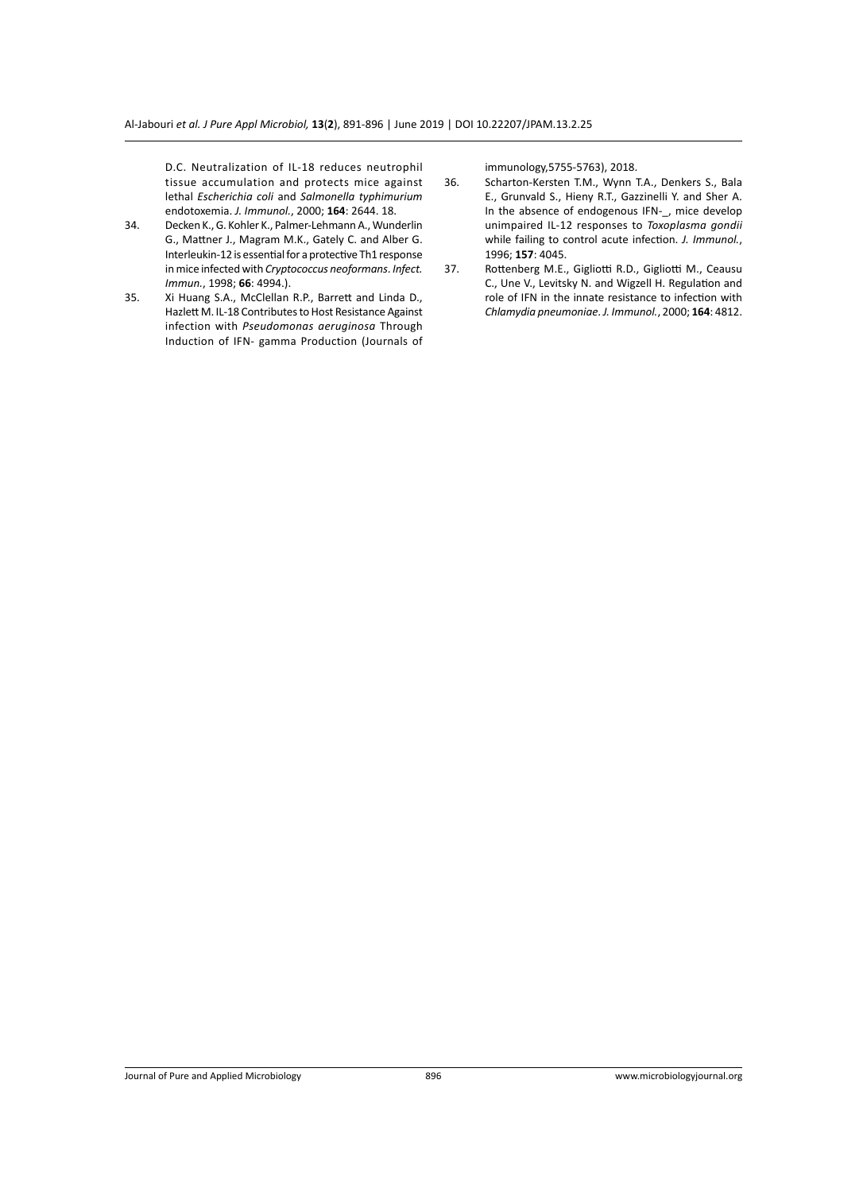D.C. Neutralization of IL-18 reduces neutrophil tissue accumulation and protects mice against lethal *Escherichia coli* and *Salmonella typhimurium* endotoxemia. *J. Immunol.*, 2000; **164**: 2644. 18.

34. Decken K., G. Kohler K., Palmer-Lehmann A., Wunderlin G., Mattner J., Magram M.K., Gately C. and Alber G. Interleukin-12 is essential for a protective Th1 response in mice infected with *Cryptococcus neoformans*. *Infect. Immun.*, 1998; **66**: 4994.).

35. Xi Huang S.A., McClellan R.P., Barrett and Linda D., Hazlett M. IL-18 Contributes to Host Resistance Against infection with *Pseudomonas aeruginosa* Through Induction of IFN- gamma Production (Journals of immunology,5755-5763), 2018.

36. Scharton-Kersten T.M., Wynn T.A., Denkers S., Bala E., Grunvald S., Hieny R.T., Gazzinelli Y. and Sher A. In the absence of endogenous IFN-_, mice develop unimpaired IL-12 responses to *Toxoplasma gondii* while failing to control acute infection. *J. Immunol.*, 1996; **157**: 4045.

37. Rottenberg M.E., Gigliotti R.D., Gigliotti M., Ceausu C., Une V., Levitsky N. and Wigzell H. Regulation and role of IFN in the innate resistance to infection with *Chlamydia pneumoniae*. *J. Immunol.*, 2000; **164**: 4812.